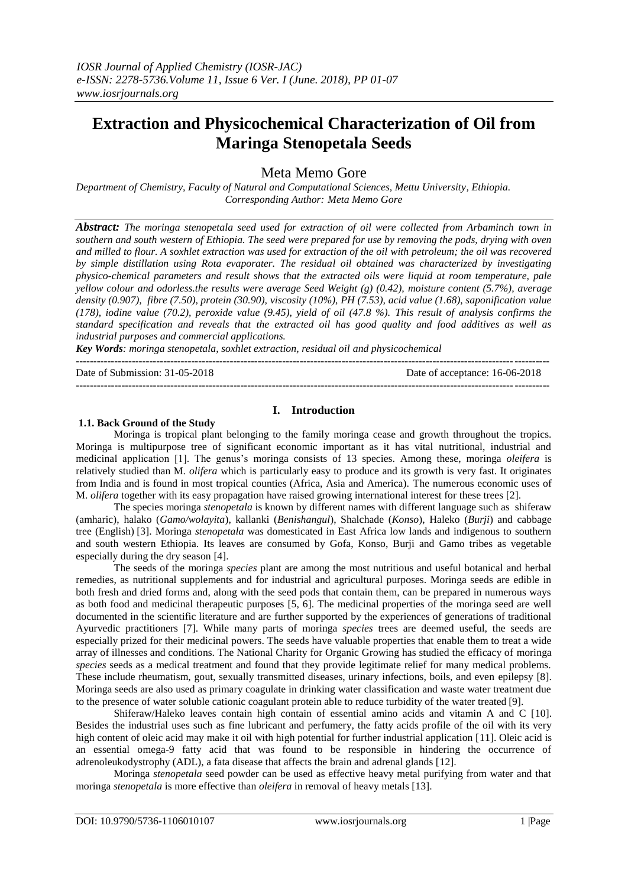# Extraction and Physicochemical Characterization of Oil from Maringa Stenopetala Seeds

Meta Memo Gore

*Department of Chemistry, Faculty of Natural and Computational Sciences, Mettu University, Ethiopia.*
*Corresponding Author: Meta Memo Gore*

***Abstract:*** ***The moringa stenopetala seed used for extraction of oil were collected from Arbaminch town in southern and south western of Ethiopia. The seed were prepared for use by removing the pods, drying with oven and milled to flour. A soxhlet extraction was used for extraction of the oil with petroleum; the oil was recovered by simple distillation using Rota evaporater. The residual oil obtained was characterized by investigating physico-chemical parameters and result shows that the extracted oils were liquid at room temperature, pale yellow colour and odorless.the results were average Seed Weight (g) (0.42), moisture content (5.7%), average density (0.907), fibre (7.50), protein (30.90), viscosity (10%), PH (7.53), acid value (1.68), saponification value (178), iodine value (70.2), peroxide value (9.45), yield of oil (47.8 %). This result of analysis confirms the standard specification and reveals that the extracted oil has good quality and food additives as well as industrial purposes and commercial applications.***

***Key Words****: moringa stenopetala, soxhlet extraction, residual oil and physicochemical*

---

Date of Submission: 31-05-2018 Date of acceptance: 16-06-2018

---

## I. Introduction

### 1.1. Back Ground of the Study

Moringa is tropical plant belonging to the family moringa cease and growth throughout the tropics. Moringa is multipurpose tree of significant economic important as it has vital nutritional, industrial and medicinal application [1]. The genus's moringa consists of 13 species. Among these, moringa *oleifera* is relatively studied than M. *olifera* which is particularly easy to produce and its growth is very fast. It originates from India and is found in most tropical counties (Africa, Asia and America). The numerous economic uses of M. *olifera* together with its easy propagation have raised growing international interest for these trees [2].

The species moringa *stenopetala* is known by different names with different language such as shiferaw (amharic), halako (*Gamo/wolayita*), kallanki (*Benishangul*), Shalchade (*Konso*), Haleko (*Burji*) and cabbage tree (English) [3]. Moringa *stenopetala* was domesticated in East Africa low lands and indigenous to southern and south western Ethiopia. Its leaves are consumed by Gofa, Konso, Burji and Gamo tribes as vegetable especially during the dry season [4].

The seeds of the moringa *species* plant are among the most nutritious and useful botanical and herbal remedies, as nutritional supplements and for industrial and agricultural purposes. Moringa seeds are edible in both fresh and dried forms and, along with the seed pods that contain them, can be prepared in numerous ways as both food and medicinal therapeutic purposes [5, 6]. The medicinal properties of the moringa seed are well documented in the scientific literature and are further supported by the experiences of generations of traditional Ayurvedic practitioners [7]. While many parts of moringa *species* trees are deemed useful, the seeds are especially prized for their medicinal powers. The seeds have valuable properties that enable them to treat a wide array of illnesses and conditions. The National Charity for Organic Growing has studied the efficacy of moringa *species* seeds as a medical treatment and found that they provide legitimate relief for many medical problems. These include rheumatism, gout, sexually transmitted diseases, urinary infections, boils, and even epilepsy [8]. Moringa seeds are also used as primary coagulate in drinking water classification and waste water treatment due to the presence of water soluble cationic coagulant protein able to reduce turbidity of the water treated [9].

Shiferaw/Haleko leaves contain high contain of essential amino acids and vitamin A and C [10]. Besides the industrial uses such as fine lubricant and perfumery, the fatty acids profile of the oil with its very high content of oleic acid may make it oil with high potential for further industrial application [11]. Oleic acid is an essential omega-9 fatty acid that was found to be responsible in hindering the occurrence of adrenoleukodystrophy (ADL), a fata disease that affects the brain and adrenal glands [12].

Moringa *stenopetala* seed powder can be used as effective heavy metal purifying from water and that moringa *stenopetala* is more effective than *oleifera* in removal of heavy metals [13].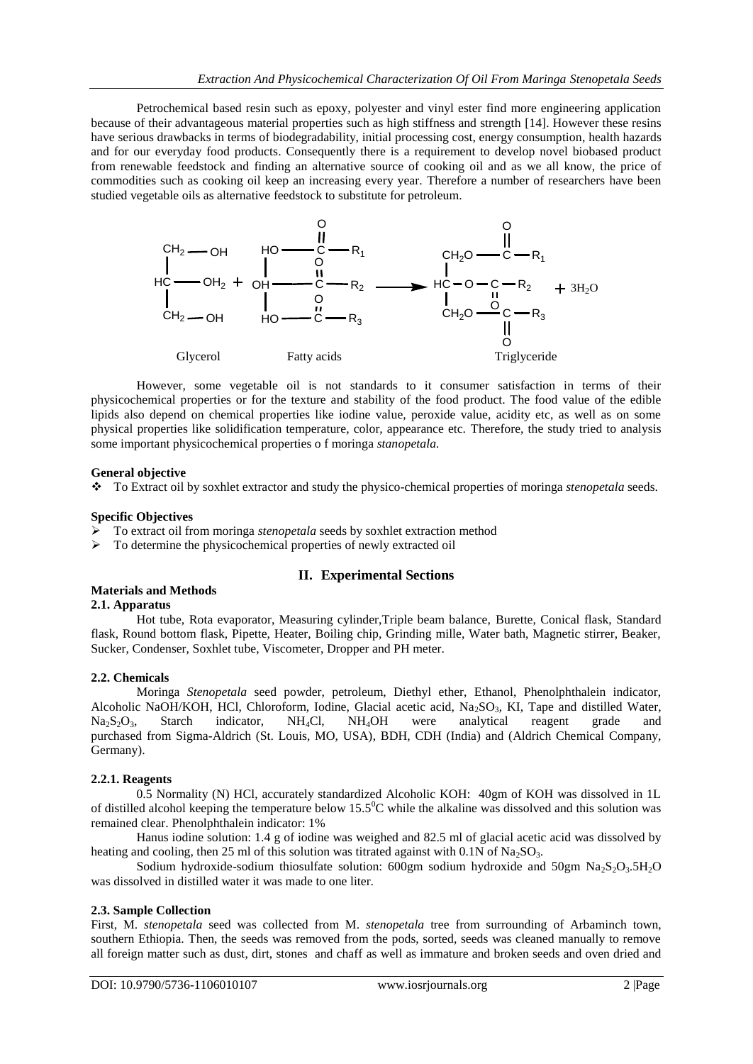Petrochemical based resin such as epoxy, polyester and vinyl ester find more engineering application because of their advantageous material properties such as high stiffness and strength [14]. However these resins have serious drawbacks in terms of biodegradability, initial processing cost, energy consumption, health hazards and for our everyday food products. Consequently there is a requirement to develop novel biobased product from renewable feedstock and finding an alternative source of cooking oil and as we all know, the price of commodities such as cooking oil keep an increasing every year. Therefore a number of researchers have been studied vegetable oils as alternative feedstock to substitute for petroleum.

$$\underset{\text{Glycerol}}{\begin{array}{l} CH_2-OH \\ HC-OH_2 \\ CH_2-OH \end{array}} + \underset{\text{Fatty acids}}{\begin{array}{l} HO-C(=O)-R_1 \\ OH-C(=O)-R_2 \\ HO-C(=O)-R_3 \end{array}} \longrightarrow \underset{\text{Triglyceride}}{\begin{array}{l} CH_2O-C(=O)-R_1 \\ HC-O-C(=O)-R_2 \\ CH_2O-C(=O)-R_3 \end{array}} + 3H_2O$$

However, some vegetable oil is not standards to it consumer satisfaction in terms of their physicochemical properties or for the texture and stability of the food product. The food value of the edible lipids also depend on chemical properties like iodine value, peroxide value, acidity etc, as well as on some physical properties like solidification temperature, color, appearance etc. Therefore, the study tried to analysis some important physicochemical properties o f moringa *stanopetala.*

**General objective**

- To Extract oil by soxhlet extractor and study the physico-chemical properties of moringa *stenopetala* seeds.

**Specific Objectives**

- To extract oil from moringa *stenopetala* seeds by soxhlet extraction method
- To determine the physicochemical properties of newly extracted oil

## II. Experimental Sections

**Materials and Methods**

**2.1. Apparatus**

Hot tube, Rota evaporator, Measuring cylinder,Triple beam balance, Burette, Conical flask, Standard flask, Round bottom flask, Pipette, Heater, Boiling chip, Grinding mille, Water bath, Magnetic stirrer, Beaker, Sucker, Condenser, Soxhlet tube, Viscometer, Dropper and PH meter.

**2.2. Chemicals**

Moringa *Stenopetala* seed powder, petroleum, Diethyl ether, Ethanol, Phenolphthalein indicator, Alcoholic NaOH/KOH, HCl, Chloroform, Iodine, Glacial acetic acid, $Na_2SO_3$, KI, Tape and distilled Water, $Na_2S_2O_3$, Starch indicator, $NH_4Cl$, $NH_4OH$ were analytical reagent grade and purchased from Sigma-Aldrich (St. Louis, MO, USA), BDH, CDH (India) and (Aldrich Chemical Company, Germany).

**2.2.1. Reagents**

0.5 Normality (N) HCl, accurately standardized Alcoholic KOH: 40gm of KOH was dissolved in 1L of distilled alcohol keeping the temperature below $15.5^0$C while the alkaline was dissolved and this solution was remained clear. Phenolphthalein indicator: 1%

Hanus iodine solution: 1.4 g of iodine was weighed and 82.5 ml of glacial acetic acid was dissolved by heating and cooling, then 25 ml of this solution was titrated against with 0.1N of $Na_2SO_3$.

Sodium hydroxide-sodium thiosulfate solution: 600gm sodium hydroxide and 50gm $Na_2S_2O_3.5H_2O$ was dissolved in distilled water it was made to one liter.

**2.3. Sample Collection**

First, M. *stenopetala* seed was collected from M. *stenopetala* tree from surrounding of Arbaminch town, southern Ethiopia. Then, the seeds was removed from the pods, sorted, seeds was cleaned manually to remove all foreign matter such as dust, dirt, stones and chaff as well as immature and broken seeds and oven dried and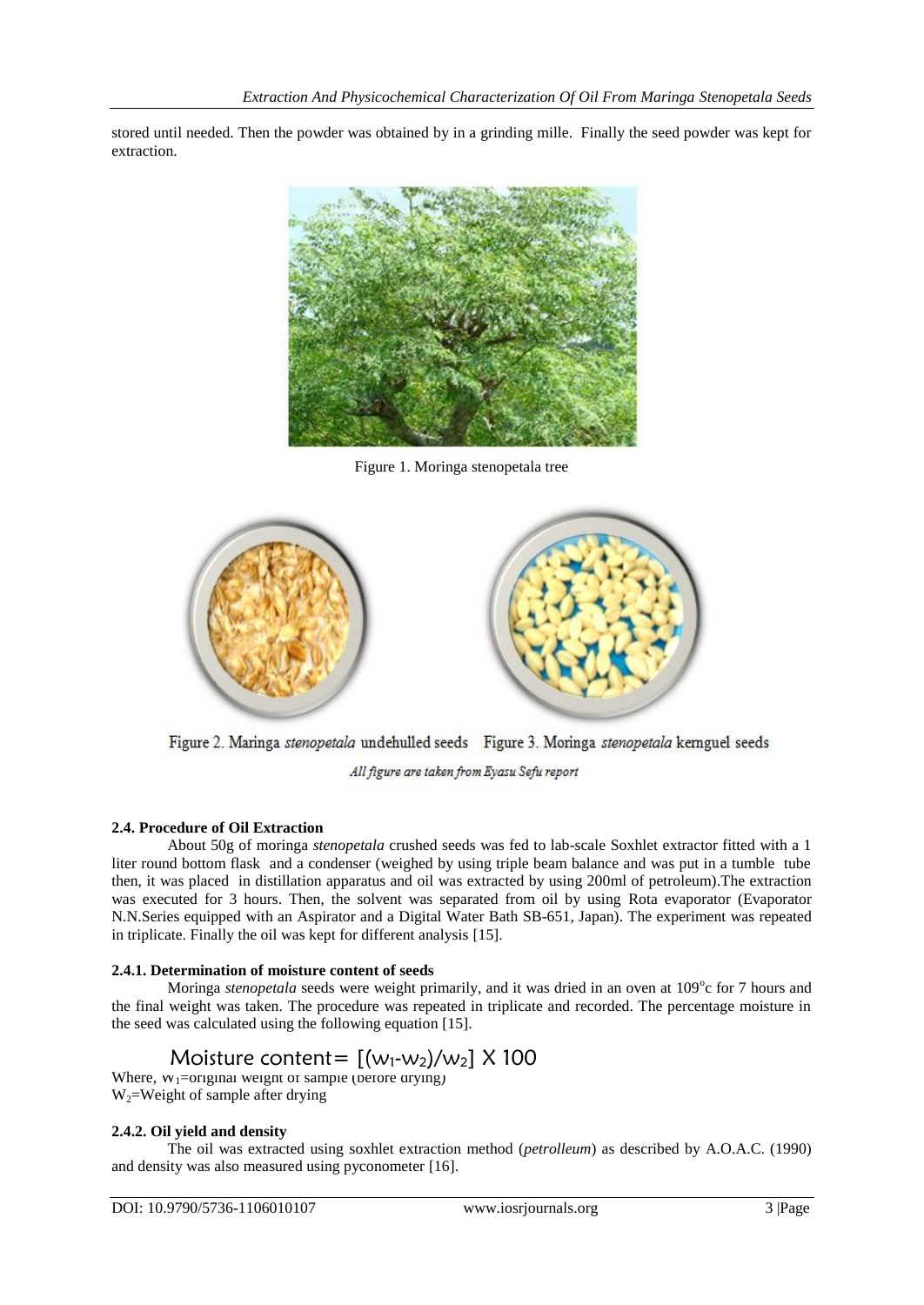stored until needed. Then the powder was obtained by in a grinding mille. Finally the seed powder was kept for extraction.

Figure 1. Moringa stenopetala tree

Figure 2. Maringa *stenopetala* undehulled seeds Figure 3. Moringa *stenopetala* kernguel seeds

*All figure are taken from Eyasu Sefu report*

#### 2.4. Procedure of Oil Extraction

About 50g of moringa *stenopetala* crushed seeds was fed to lab-scale Soxhlet extractor fitted with a 1 liter round bottom flask and a condenser (weighed by using triple beam balance and was put in a tumble tube then, it was placed in distillation apparatus and oil was extracted by using 200ml of petroleum).The extraction was executed for 3 hours. Then, the solvent was separated from oil by using Rota evaporator (Evaporator N.N.Series equipped with an Aspirator and a Digital Water Bath SB-651, Japan). The experiment was repeated in triplicate. Finally the oil was kept for different analysis [15].

#### 2.4.1. Determination of moisture content of seeds

Moringa *stenopetala* seeds were weight primarily, and it was dried in an oven at 109°c for 7 hours and the final weight was taken. The procedure was repeated in triplicate and recorded. The percentage moisture in the seed was calculated using the following equation [15].

$$\text{Moisture content} = [(w_1 - w_2)/w_2] \times 100$$

Where, $w_1$=original weight of sample (before drying)
$W_2$=Weight of sample after drying

#### 2.4.2. Oil yield and density

The oil was extracted using soxhlet extraction method (*petrolleum*) as described by A.O.A.C. (1990) and density was also measured using pyconometer [16].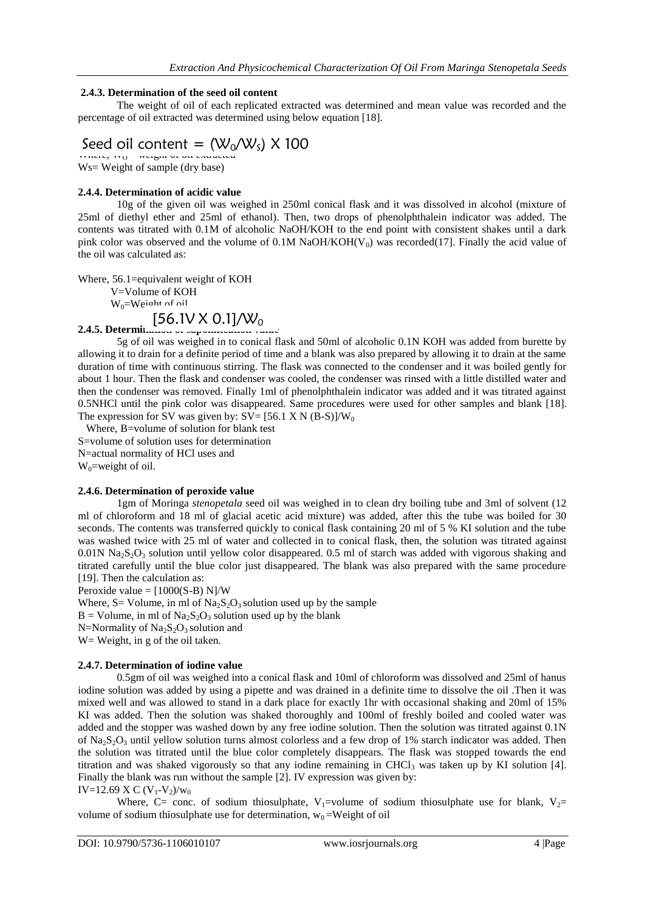### 2.4.3. Determination of the seed oil content

The weight of oil of each replicated extracted was determined and mean value was recorded and the percentage of oil extracted was determined using below equation [18].

$$\text{Seed oil content} = (W_0/W_s) \times 100$$

Where, $W_0$ = weight of oil extracted

Ws= Weight of sample (dry base)

### 2.4.4. Determination of acidic value

10g of the given oil was weighed in 250ml conical flask and it was dissolved in alcohol (mixture of 25ml of diethyl ether and 25ml of ethanol). Then, two drops of phenolphthalein indicator was added. The contents was titrated with 0.1M of alcoholic NaOH/KOH to the end point with consistent shakes until a dark pink color was observed and the volume of 0.1M NaOH/KOH($V_0$) was recorded(17]. Finally the acid value of the oil was calculated as:

$$[56.1V \times 0.1]/W_0$$

Where, 56.1=equivalent weight of KOH

V=Volume of KOH

$W_0$=Weight of oil

### 2.4.5. Determination of saponification value

5g of oil was weighed in to conical flask and 50ml of alcoholic 0.1N KOH was added from burette by allowing it to drain for a definite period of time and a blank was also prepared by allowing it to drain at the same duration of time with continuous stirring. The flask was connected to the condenser and it was boiled gently for about 1 hour. Then the flask and condenser was cooled, the condenser was rinsed with a little distilled water and then the condenser was removed. Finally 1ml of phenolphthalein indicator was added and it was titrated against 0.5NHCl until the pink color was disappeared. Same procedures were used for other samples and blank [18]. The expression for SV was given by: $SV= [56.1 \times N (B-S)]/W_0$

Where, B=volume of solution for blank test

S=volume of solution uses for determination

N=actual normality of HCl uses and

$W_0$=weight of oil.

### 2.4.6. Determination of peroxide value

1gm of Moringa *stenopetala* seed oil was weighed in to clean dry boiling tube and 3ml of solvent (12 ml of chloroform and 18 ml of glacial acetic acid mixture) was added, after this the tube was boiled for 30 seconds. The contents was transferred quickly to conical flask containing 20 ml of 5 % KI solution and the tube was washed twice with 25 ml of water and collected in to conical flask, then, the solution was titrated against 0.01N $Na_2S_2O_3$ solution until yellow color disappeared. 0.5 ml of starch was added with vigorous shaking and titrated carefully until the blue color just disappeared. The blank was also prepared with the same procedure [19]. Then the calculation as:

Peroxide value = $[1000(S-B) N]/W$

Where, S= Volume, in ml of $Na_2S_2O_3$ solution used up by the sample

B = Volume, in ml of $Na_2S_2O_3$ solution used up by the blank

N=Normality of $Na_2S_2O_3$ solution and

W= Weight, in g of the oil taken.

### 2.4.7. Determination of iodine value

0.5gm of oil was weighed into a conical flask and 10ml of chloroform was dissolved and 25ml of hanus iodine solution was added by using a pipette and was drained in a definite time to dissolve the oil .Then it was mixed well and was allowed to stand in a dark place for exactly 1hr with occasional shaking and 20ml of 15% KI was added. Then the solution was shaked thoroughly and 100ml of freshly boiled and cooled water was added and the stopper was washed down by any free iodine solution. Then the solution was titrated against 0.1N of $Na_2S_2O_3$ until yellow solution turns almost colorless and a few drop of 1% starch indicator was added. Then the solution was titrated until the blue color completely disappears. The flask was stopped towards the end titration and was shaked vigorously so that any iodine remaining in $CHCl_3$ was taken up by KI solution [4]. Finally the blank was run without the sample [2]. IV expression was given by:

$IV=12.69 \times C (V_1-V_2)/w_0$

Where, C= conc. of sodium thiosulphate, $V_1$=volume of sodium thiosulphate use for blank, $V_2$= volume of sodium thiosulphate use for determination, $w_0$ =Weight of oil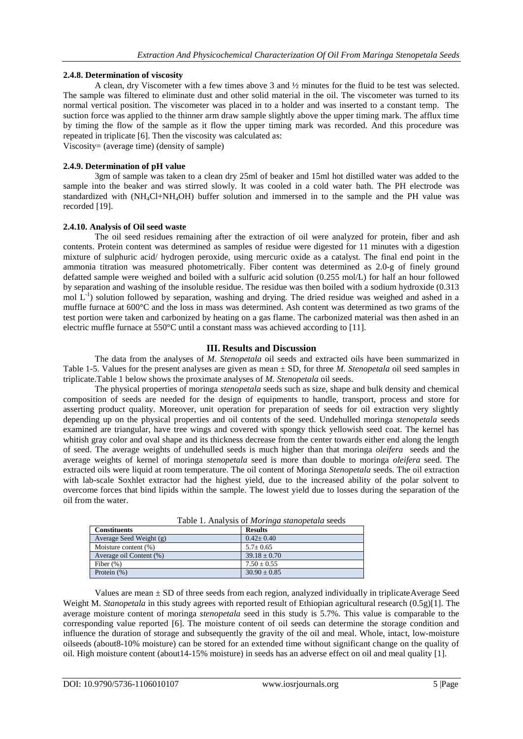### 2.4.8. Determination of viscosity

A clean, dry Viscometer with a few times above 3 and ½ minutes for the fluid to be test was selected. The sample was filtered to eliminate dust and other solid material in the oil. The viscometer was turned to its normal vertical position. The viscometer was placed in to a holder and was inserted to a constant temp. The suction force was applied to the thinner arm draw sample slightly above the upper timing mark. The afflux time by timing the flow of the sample as it flow the upper timing mark was recorded. And this procedure was repeated in triplicate [6]. Then the viscosity was calculated as:

Viscosity= (average time) (density of sample)

### 2.4.9. Determination of pH value

3gm of sample was taken to a clean dry 25ml of beaker and 15ml hot distilled water was added to the sample into the beaker and was stirred slowly. It was cooled in a cold water bath. The PH electrode was standardized with ($NH_4Cl$+$NH_4OH$) buffer solution and immersed in to the sample and the PH value was recorded [19].

### 2.4.10. Analysis of Oil seed waste

The oil seed residues remaining after the extraction of oil were analyzed for protein, fiber and ash contents. Protein content was determined as samples of residue were digested for 11 minutes with a digestion mixture of sulphuric acid/ hydrogen peroxide, using mercuric oxide as a catalyst. The final end point in the ammonia titration was measured photometrically. Fiber content was determined as 2.0-g of finely ground defatted sample were weighed and boiled with a sulfuric acid solution (0.255 mol/L) for half an hour followed by separation and washing of the insoluble residue. The residue was then boiled with a sodium hydroxide (0.313 mol $L^{-1}$) solution followed by separation, washing and drying. The dried residue was weighed and ashed in a muffle furnace at 600°C and the loss in mass was determined. Ash content was determined as two grams of the test portion were taken and carbonized by heating on a gas flame. The carbonized material was then ashed in an electric muffle furnace at 550°C until a constant mass was achieved according to [11].

## III. Results and Discussion

The data from the analyses of *M. Stenopetala* oil seeds and extracted oils have been summarized in Table 1-5. Values for the present analyses are given as mean ± SD, for three *M. Stenopetala* oil seed samples in triplicate.Table 1 below shows the proximate analyses of *M. Stenopetala* oil seeds.

The physical properties of moringa *stenopetala* seeds such as size, shape and bulk density and chemical composition of seeds are needed for the design of equipments to handle, transport, process and store for asserting product quality. Moreover, unit operation for preparation of seeds for oil extraction very slightly depending up on the physical properties and oil contents of the seed. Undehulled moringa *stenopetala* seeds examined are triangular, have tree wings and covered with spongy thick yellowish seed coat. The kernel has whitish gray color and oval shape and its thickness decrease from the center towards either end along the length of seed. The average weights of undehulled seeds is much higher than that moringa *oleifera* seeds and the average weights of kernel of moringa *stenopetala* seed is more than double to moringa *oleifera* seed. The extracted oils were liquid at room temperature. The oil content of Moringa *Stenopetala* seeds. The oil extraction with lab-scale Soxhlet extractor had the highest yield, due to the increased ability of the polar solvent to overcome forces that bind lipids within the sample. The lowest yield due to losses during the separation of the oil from the water.

Table 1. Analysis of *Moringa stanopetala* seeds

| Constituents | Results |
|---|---|
| Average Seed Weight (g) | 0.42± 0.40 |
| Moisture content (%) | 5.7± 0.65 |
| Average oil Content (%) | 39.18 ± 0.70 |
| Fiber (%) | 7.50 ± 0.55 |
| Protein (%) | 30.90 ± 0.85 |

Values are mean ± SD of three seeds from each region, analyzed individually in triplicateAverage Seed Weight M. *Stanopetala* in this study agrees with reported result of Ethiopian agricultural research (0.5g)[1]. The average moisture content of moringa *stenopetala* seed in this study is 5.7%. This value is comparable to the corresponding value reported [6]. The moisture content of oil seeds can determine the storage condition and influence the duration of storage and subsequently the gravity of the oil and meal. Whole, intact, low-moisture oilseeds (about8-10% moisture) can be stored for an extended time without significant change on the quality of oil. High moisture content (about14-15% moisture) in seeds has an adverse effect on oil and meal quality [1].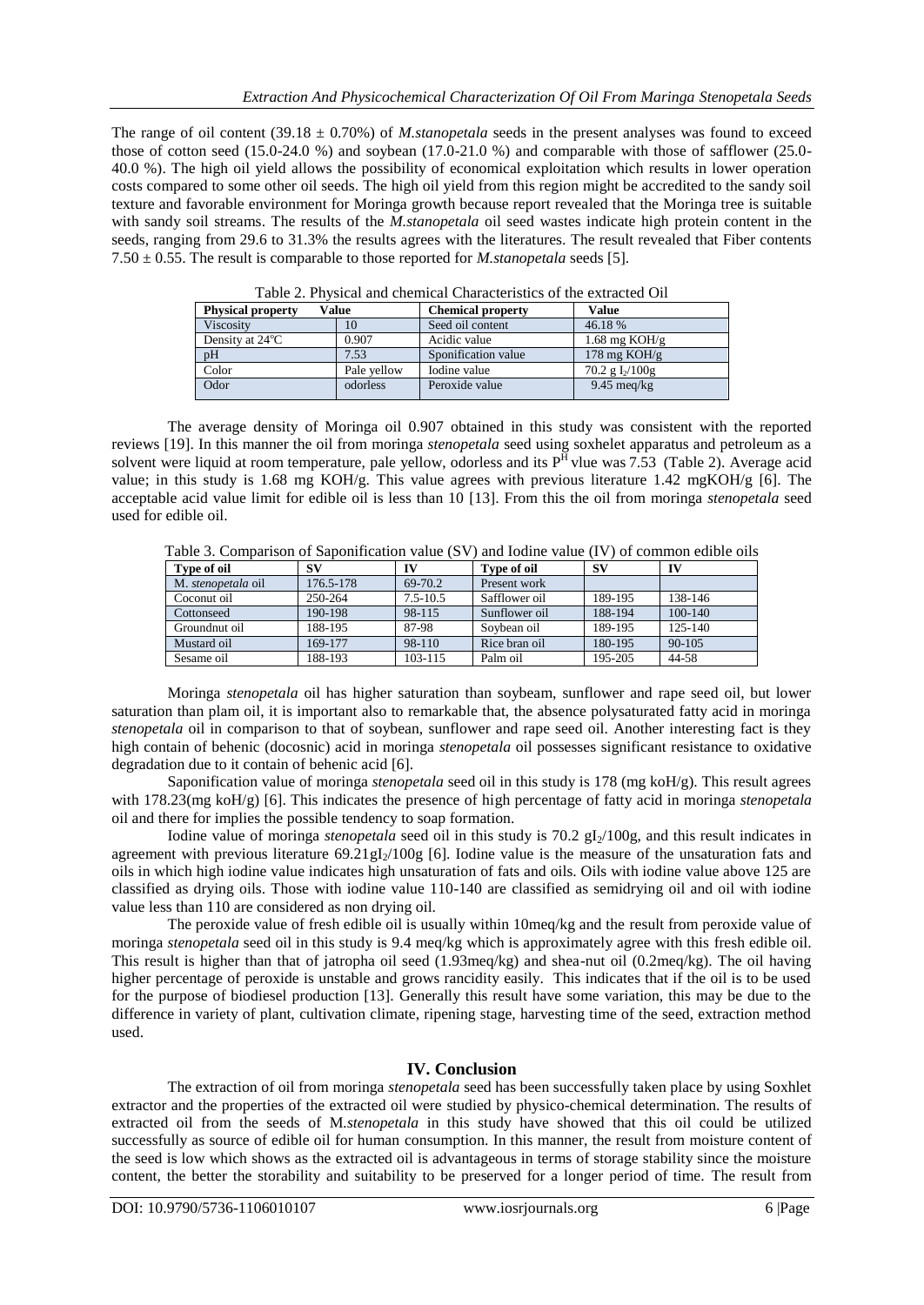The range of oil content (39.18 ± 0.70%) of *M.stanopetala* seeds in the present analyses was found to exceed those of cotton seed (15.0-24.0 %) and soybean (17.0-21.0 %) and comparable with those of safflower (25.0-40.0 %). The high oil yield allows the possibility of economical exploitation which results in lower operation costs compared to some other oil seeds. The high oil yield from this region might be accredited to the sandy soil texture and favorable environment for Moringa growth because report revealed that the Moringa tree is suitable with sandy soil streams. The results of the *M.stanopetala* oil seed wastes indicate high protein content in the seeds, ranging from 29.6 to 31.3% the results agrees with the literatures. The result revealed that Fiber contents 7.50 ± 0.55. The result is comparable to those reported for *M.stanopetala* seeds [5].

Table 2. Physical and chemical Characteristics of the extracted Oil

| Physical property | Value | Chemical property | Value |
|---|---|---|---|
| Viscosity | 10 | Seed oil content | 46.18 % |
| Density at 24℃ | 0.907 | Acidic value | 1.68 mg KOH/g |
| pH | 7.53 | Sponification value | 178 mg KOH/g |
| Color | Pale yellow | Iodine value | 70.2 g $I_2$/100g |
| Odor | odorless | Peroxide value | 9.45 meq/kg |

The average density of Moringa oil 0.907 obtained in this study was consistent with the reported reviews [19]. In this manner the oil from moringa *stenopetala* seed using soxhelet apparatus and petroleum as a solvent were liquid at room temperature, pale yellow, odorless and its $P^H$ vlue was 7.53 (Table 2). Average acid value; in this study is 1.68 mg KOH/g. This value agrees with previous literature 1.42 mgKOH/g [6]. The acceptable acid value limit for edible oil is less than 10 [13]. From this the oil from moringa *stenopetala* seed used for edible oil.

Table 3. Comparison of Saponification value (SV) and Iodine value (IV) of common edible oils

| Type of oil | SV | IV | Type of oil | SV | IV |
|---|---|---|---|---|---|
| M. *stenopetala* oil | 176.5-178 | 69-70.2 | Present work | | |
| Coconut oil | 250-264 | 7.5-10.5 | Safflower oil | 189-195 | 138-146 |
| Cottonseed | 190-198 | 98-115 | Sunflower oil | 188-194 | 100-140 |
| Groundnut oil | 188-195 | 87-98 | Soybean oil | 189-195 | 125-140 |
| Mustard oil | 169-177 | 98-110 | Rice bran oil | 180-195 | 90-105 |
| Sesame oil | 188-193 | 103-115 | Palm oil | 195-205 | 44-58 |

Moringa *stenopetala* oil has higher saturation than soybeam, sunflower and rape seed oil, but lower saturation than plam oil, it is important also to remarkable that, the absence polysaturated fatty acid in moringa *stenopetala* oil in comparison to that of soybean, sunflower and rape seed oil. Another interesting fact is they high contain of behenic (docosnic) acid in moringa *stenopetala* oil possesses significant resistance to oxidative degradation due to it contain of behenic acid [6].

Saponification value of moringa *stenopetala* seed oil in this study is 178 (mg koH/g). This result agrees with 178.23(mg koH/g) [6]. This indicates the presence of high percentage of fatty acid in moringa *stenopetala* oil and there for implies the possible tendency to soap formation.

Iodine value of moringa *stenopetala* seed oil in this study is 70.2 g$I_2$/100g, and this result indicates in agreement with previous literature 69.21g$I_2$/100g [6]. Iodine value is the measure of the unsaturation fats and oils in which high iodine value indicates high unsaturation of fats and oils. Oils with iodine value above 125 are classified as drying oils. Those with iodine value 110-140 are classified as semidrying oil and oil with iodine value less than 110 are considered as non drying oil.

The peroxide value of fresh edible oil is usually within 10meq/kg and the result from peroxide value of moringa *stenopetala* seed oil in this study is 9.4 meq/kg which is approximately agree with this fresh edible oil. This result is higher than that of jatropha oil seed (1.93meq/kg) and shea-nut oil (0.2meq/kg). The oil having higher percentage of peroxide is unstable and grows rancidity easily. This indicates that if the oil is to be used for the purpose of biodiesel production [13]. Generally this result have some variation, this may be due to the difference in variety of plant, cultivation climate, ripening stage, harvesting time of the seed, extraction method used.

## IV. Conclusion

The extraction of oil from moringa *stenopetala* seed has been successfully taken place by using Soxhlet extractor and the properties of the extracted oil were studied by physico-chemical determination. The results of extracted oil from the seeds of M.*stenopetala* in this study have showed that this oil could be utilized successfully as source of edible oil for human consumption. In this manner, the result from moisture content of the seed is low which shows as the extracted oil is advantageous in terms of storage stability since the moisture content, the better the storability and suitability to be preserved for a longer period of time. The result from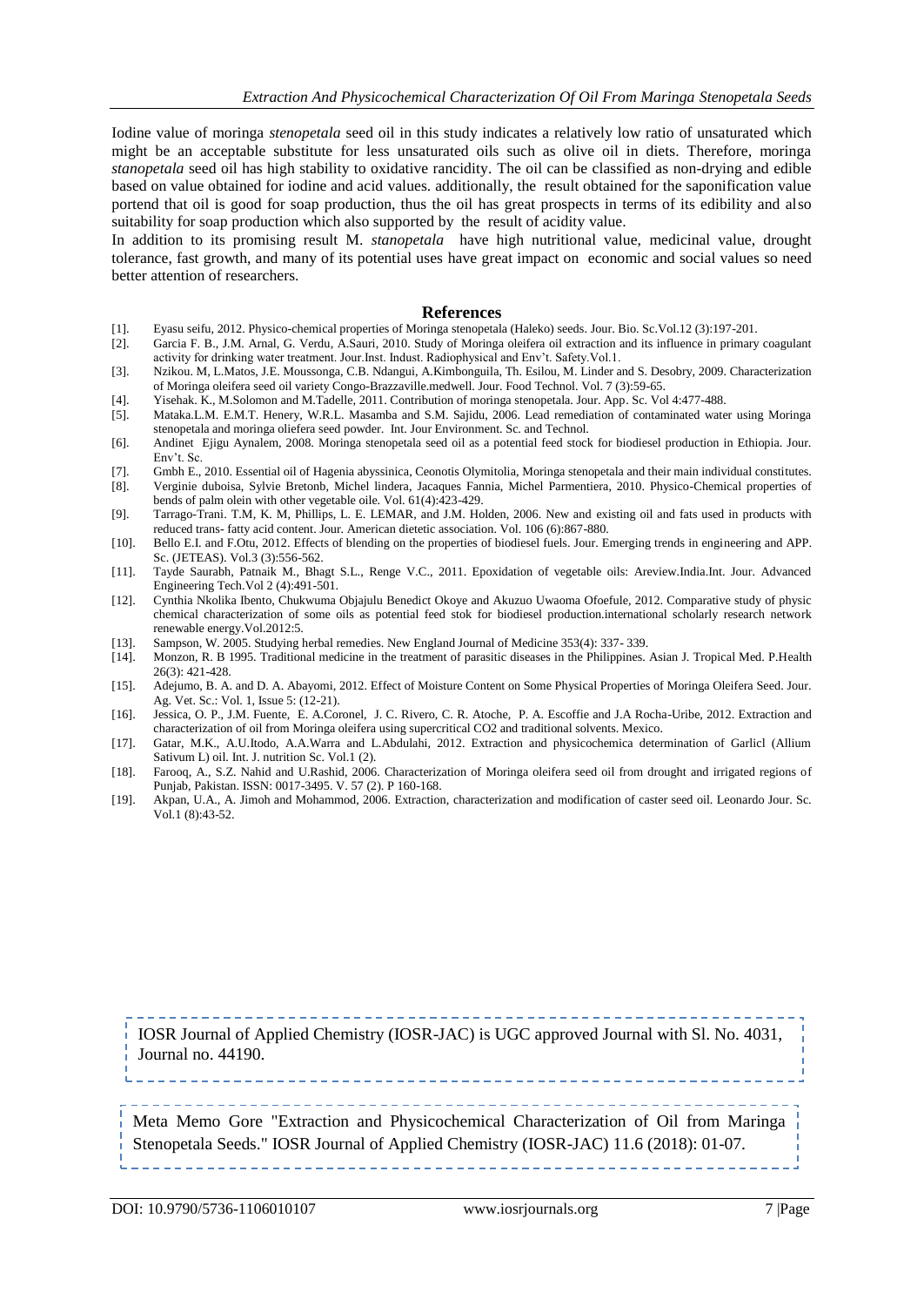Iodine value of moringa *stenopetala* seed oil in this study indicates a relatively low ratio of unsaturated which might be an acceptable substitute for less unsaturated oils such as olive oil in diets. Therefore, moringa *stanopetala* seed oil has high stability to oxidative rancidity. The oil can be classified as non-drying and edible based on value obtained for iodine and acid values. additionally, the result obtained for the saponification value portend that oil is good for soap production, thus the oil has great prospects in terms of its edibility and also suitability for soap production which also supported by the result of acidity value.

In addition to its promising result M. *stanopetala* have high nutritional value, medicinal value, drought tolerance, fast growth, and many of its potential uses have great impact on economic and social values so need better attention of researchers.

## References

[1]. Eyasu seifu, 2012. Physico-chemical properties of Moringa stenopetala (Haleko) seeds. Jour. Bio. Sc.Vol.12 (3):197-201.

[2]. Garcia F. B., J.M. Arnal, G. Verdu, A.Sauri, 2010. Study of Moringa oleifera oil extraction and its influence in primary coagulant activity for drinking water treatment. Jour.Inst. Indust. Radiophysical and Env't. Safety.Vol.1.

[3]. Nzikou. M, L.Matos, J.E. Moussonga, C.B. Ndangui, A.Kimbonguila, Th. Esilou, M. Linder and S. Desobry, 2009. Characterization of Moringa oleifera seed oil variety Congo-Brazzaville.medwell. Jour. Food Technol. Vol. 7 (3):59-65.

[4]. Yisehak. K., M.Solomon and M.Tadelle, 2011. Contribution of moringa stenopetala. Jour. App. Sc. Vol 4:477-488.

[5]. Mataka.L.M. E.M.T. Henery, W.R.L. Masamba and S.M. Sajidu, 2006. Lead remediation of contaminated water using Moringa stenopetala and moringa oliefera seed powder. Int. Jour Environment. Sc. and Technol.

[6]. Andinet Ejigu Aynalem, 2008. Moringa stenopetala seed oil as a potential feed stock for biodiesel production in Ethiopia. Jour. Env't. Sc.

[7]. Gmbh E., 2010. Essential oil of Hagenia abyssinica, Ceonotis Olymitolia, Moringa stenopetala and their main individual constitutes.

[8]. Verginie duboisa, Sylvie Bretonb, Michel lindera, Jacaques Fannia, Michel Parmentiera, 2010. Physico-Chemical properties of bends of palm olein with other vegetable oile. Vol. 61(4):423-429.

[9]. Tarrago-Trani. T.M, K. M, Phillips, L. E. LEMAR, and J.M. Holden, 2006. New and existing oil and fats used in products with reduced trans- fatty acid content. Jour. American dietetic association. Vol. 106 (6):867-880.

[10]. Bello E.I. and F.Otu, 2012. Effects of blending on the properties of biodiesel fuels. Jour. Emerging trends in engineering and APP. Sc. (JETEAS). Vol.3 (3):556-562.

[11]. Tayde Saurabh, Patnaik M., Bhagt S.L., Renge V.C., 2011. Epoxidation of vegetable oils: Areview.India.Int. Jour. Advanced Engineering Tech.Vol 2 (4):491-501.

[12]. Cynthia Nkolika Ibento, Chukwuma Objajulu Benedict Okoye and Akuzuo Uwaoma Ofoefule, 2012. Comparative study of physic chemical characterization of some oils as potential feed stok for biodiesel production.international scholarly research network renewable energy.Vol.2012:5.

[13]. Sampson, W. 2005. Studying herbal remedies. New England Journal of Medicine 353(4): 337- 339.

[14]. Monzon, R. B 1995. Traditional medicine in the treatment of parasitic diseases in the Philippines. Asian J. Tropical Med. P.Health 26(3): 421-428.

[15]. Adejumo, B. A. and D. A. Abayomi, 2012. Effect of Moisture Content on Some Physical Properties of Moringa Oleifera Seed. Jour. Ag. Vet. Sc.: Vol. 1, Issue 5: (12-21).

[16]. Jessica, O. P., J.M. Fuente, E. A.Coronel, J. C. Rivero, C. R. Atoche, P. A. Escoffie and J.A Rocha-Uribe, 2012. Extraction and characterization of oil from Moringa oleifera using supercritical CO2 and traditional solvents. Mexico.

[17]. Gatar, M.K., A.U.Itodo, A.A.Warra and L.Abdulahi, 2012. Extraction and physicochemica determination of Garlicl (Allium Sativum L) oil. Int. J. nutrition Sc. Vol.1 (2).

[18]. Farooq, A., S.Z. Nahid and U.Rashid, 2006. Characterization of Moringa oleifera seed oil from drought and irrigated regions of Punjab, Pakistan. ISSN: 0017-3495. V. 57 (2). P 160-168.

[19]. Akpan, U.A., A. Jimoh and Mohammod, 2006. Extraction, characterization and modification of caster seed oil. Leonardo Jour. Sc. Vol.1 (8):43-52.

IOSR Journal of Applied Chemistry (IOSR-JAC) is UGC approved Journal with Sl. No. 4031, Journal no. 44190.

Meta Memo Gore "Extraction and Physicochemical Characterization of Oil from Maringa Stenopetala Seeds." IOSR Journal of Applied Chemistry (IOSR-JAC) 11.6 (2018): 01-07.